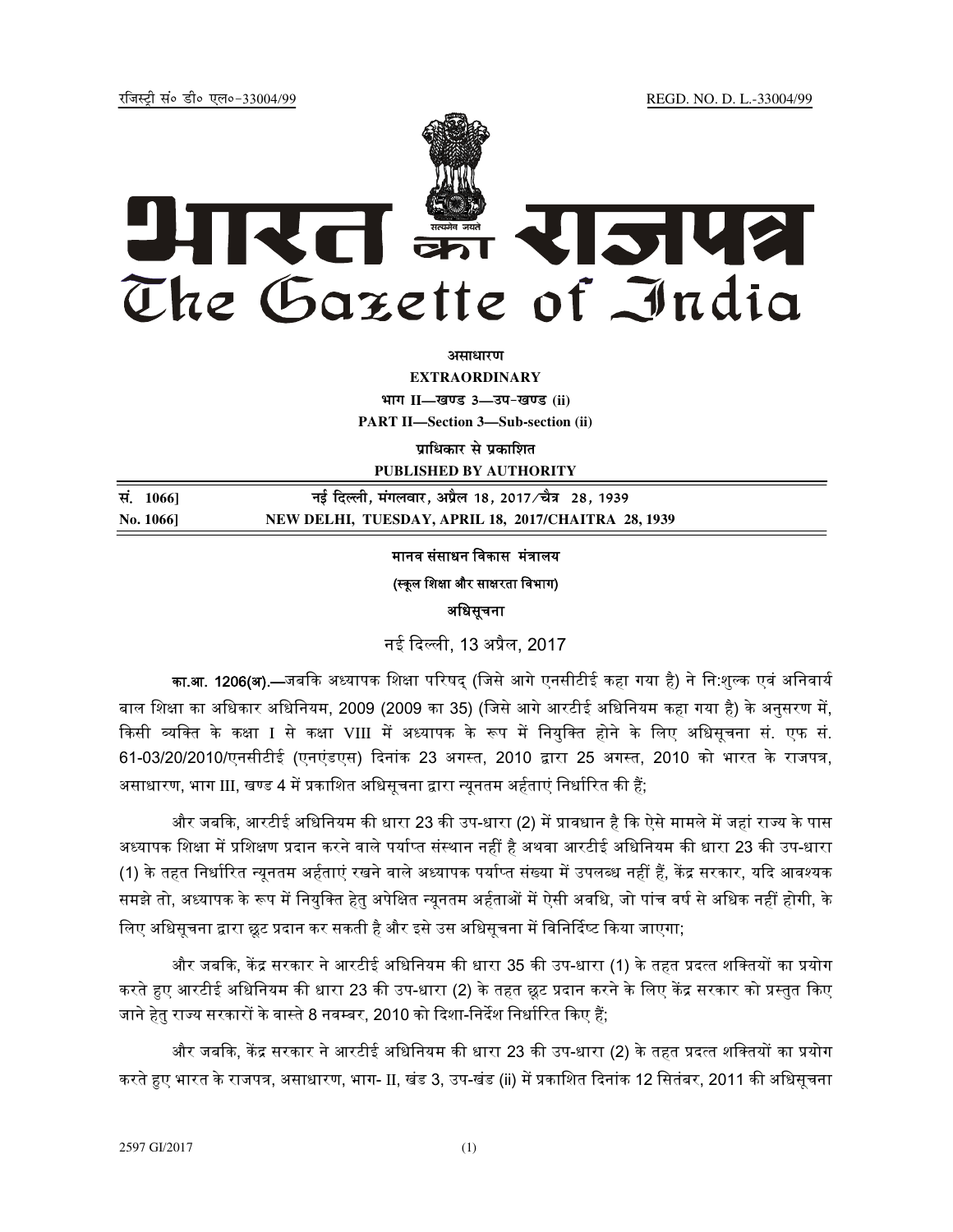रजिस्ट्री सं० डी० एल०-33004/99 REGD. NO. D. L.-33004/99

# भारत का राजपत्र
# The Gazette of India

**असाधारण**

**EXTRAORDINARY**

**भाग II—खण्ड 3—उप-खण्ड (ii)**

**PART II—Section 3—Sub-section (ii)**

**प्राधिकार से प्रकाशित**

**PUBLISHED BY AUTHORITY**

| | |
|---|---|
| **सं. 1066]** | **नई दिल्ली, मंगलवार, अप्रैल 18, 2017/चैत्र 28, 1939** |
| **No. 1066]** | **NEW DELHI, TUESDAY, APRIL 18, 2017/CHAITRA 28, 1939** |

**मानव संसाधन विकास मंत्रालय**

**(स्कूल शिक्षा और साक्षरता विभाग)**

**अधिसूचना**

नई दिल्ली, 13 अप्रैल, 2017

**का.आ. 1206(अ).**—जबकि अध्यापक शिक्षा परिषद् (जिसे आगे एनसीटीई कहा गया है) ने नि:शुल्क एवं अनिवार्य बाल शिक्षा का अधिकार अधिनियम, 2009 (2009 का 35) (जिसे आगे आरटीई अधिनियम कहा गया है) के अनुसरण में, किसी व्यक्ति के कक्षा I से कक्षा VIII में अध्यापक के रूप में नियुक्ति होने के लिए अधिसूचना सं. एफ सं. 61-03/20/2010/एनसीटीई (एनएंडएस) दिनांक 23 अगस्त, 2010 द्वारा 25 अगस्त, 2010 को भारत के राजपत्र, असाधारण, भाग III, खण्ड 4 में प्रकाशित अधिसूचना द्वारा न्यूनतम अर्हताएं निर्धारित की हैं;

और जबकि, आरटीई अधिनियम की धारा 23 की उप-धारा (2) में प्रावधान है कि ऐसे मामले में जहां राज्य के पास अध्यापक शिक्षा में प्रशिक्षण प्रदान करने वाले पर्याप्त संस्थान नहीं है अथवा आरटीई अधिनियम की धारा 23 की उप-धारा (1) के तहत निर्धारित न्यूनतम अर्हताएं रखने वाले अध्यापक पर्याप्त संख्या में उपलब्ध नहीं हैं, केंद्र सरकार, यदि आवश्यक समझे तो, अध्यापक के रूप में नियुक्ति हेतु अपेक्षित न्यूनतम अर्हताओं में ऐसी अवधि, जो पांच वर्ष से अधिक नहीं होगी, के लिए अधिसूचना द्वारा छूट प्रदान कर सकती है और इसे उस अधिसूचना में विनिर्दिष्ट किया जाएगा;

और जबकि, केंद्र सरकार ने आरटीई अधिनियम की धारा 35 की उप-धारा (1) के तहत प्रदत्त शक्तियों का प्रयोग करते हुए आरटीई अधिनियम की धारा 23 की उप-धारा (2) के तहत छूट प्रदान करने के लिए केंद्र सरकार को प्रस्तुत किए जाने हेतु राज्य सरकारों के वास्ते 8 नवम्बर, 2010 को दिशा-निर्देश निर्धारित किए हैं;

और जबकि, केंद्र सरकार ने आरटीई अधिनियम की धारा 23 की उप-धारा (2) के तहत प्रदत्त शक्तियों का प्रयोग करते हुए भारत के राजपत्र, असाधारण, भाग- II, खंड 3, उप-खंड (ii) में प्रकाशित दिनांक 12 सितंबर, 2011 की अधिसूचना

2597 GI/2017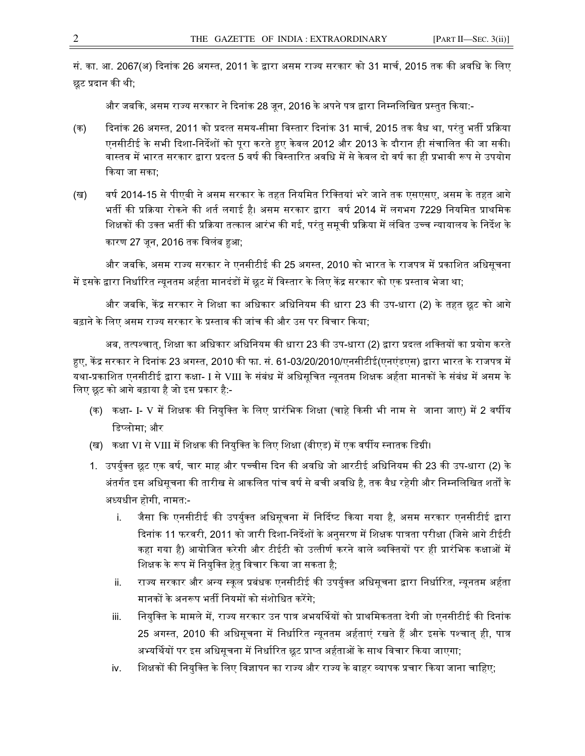सं. का. आ. 2067(अ) दिनांक 26 अगस्त, 2011 के द्वारा असम राज्य सरकार को 31 मार्च, 2015 तक की अवधि के लिए छूट प्रदान की थी;

और जबकि, असम राज्य सरकार ने दिनांक 28 जून, 2016 के अपने पत्र द्वारा निम्नलिखित प्रस्तुत किया:-

(क) दिनांक 26 अगस्त, 2011 को प्रदत्त समय-सीमा विस्तार दिनांक 31 मार्च, 2015 तक वैध था, परंतु भर्ती प्रक्रिया एनसीटीई के सभी दिशा-निर्देशों को पूरा करते हुए केवल 2012 और 2013 के दौरान ही संचालित की जा सकी। वास्तव में भारत सरकार द्वारा प्रदत्त 5 वर्ष की विस्तारित अवधि में से केवल दो वर्ष का ही प्रभावी रूप से उपयोग किया जा सका;

(ख) वर्ष 2014-15 से पीएबी ने असम सरकार के तहत नियमित रिक्तियां भरे जाने तक एसएसए, असम के तहत आगे भर्ती की प्रक्रिया रोकने की शर्त लगाई है। असम सरकार द्वारा वर्ष 2014 में लगभग 7229 नियमित प्राथमिक शिक्षकों की उक्त भर्ती की प्रक्रिया तत्काल आरंभ की गई, परंतु समूची प्रक्रिया में लंबित उच्च न्यायालय के निर्देश के कारण 27 जून, 2016 तक विलंब हुआ;

और जबकि, असम राज्य सरकार ने एनसीटीई की 25 अगस्त, 2010 को भारत के राजपत्र में प्रकाशित अधिसूचना में इसके द्वारा निर्धारित न्यूनतम अर्हता मानदंडों में छूट में विस्तार के लिए केंद्र सरकार को एक प्रस्ताव भेजा था;

और जबकि, केंद्र सरकार ने शिक्षा का अधिकार अधिनियम की धारा 23 की उप-धारा (2) के तहत छूट को आगे बढ़ाने के लिए असम राज्य सरकार के प्रस्ताव की जांच की और उस पर विचार किया;

अब, तत्पश्चात्, शिक्षा का अधिकार अधिनियम की धारा 23 की उप-धारा (2) द्वारा प्रदत्त शक्तियों का प्रयोग करते हुए, केंद्र सरकार ने दिनांक 23 अगस्त, 2010 की फा. सं. 61-03/20/2010/एनसीटीई(एनएंडएस) द्वारा भारत के राजपत्र में यथा-प्रकाशित एनसीटीई द्वारा कक्षा- I से VIII के संबंध में अधिसूचित न्यूनतम शिक्षक अर्हता मानकों के संबंध में असम के लिए छूट को आगे बढ़ाया है जो इस प्रकार है:-

(क) कक्षा- I- V में शिक्षक की नियुक्ति के लिए प्रारंभिक शिक्षा (चाहे किसी भी नाम से जाना जाए) में 2 वर्षीय डिप्लोमा; और

(ख) कक्षा VI से VIII में शिक्षक की नियुक्ति के लिए शिक्षा (बीएड) में एक वर्षीय स्नातक डिग्री।

1. उपर्युक्त छूट एक वर्ष, चार माह और पच्चीस दिन की अवधि जो आरटीई अधिनियम की 23 की उप-धारा (2) के अंतर्गत इस अधिसूचना की तारीख से आकलित पांच वर्ष से बची अवधि है, तक वैध रहेगी और निम्नलिखित शर्तों के अध्यधीन होगी, नामत:-
   i. जैसा कि एनसीटीई की उपर्युक्त अधिसूचना में निर्दिष्ट किया गया है, असम सरकार एनसीटीई द्वारा दिनांक 11 फरवरी, 2011 को जारी दिशा-निर्देशों के अनुसरण में शिक्षक पात्रता परीक्षा (जिसे आगे टीईटी कहा गया है) आयोजित करेगी और टीईटी को उत्तीर्ण करने वाले व्यक्तियों पर ही प्रारंभिक कक्षाओं में शिक्षक के रूप में नियुक्ति हेतु विचार किया जा सकता है;
   ii. राज्य सरकार और अन्य स्कूल प्रबंधक एनसीटीई की उपर्युक्त अधिसूचना द्वारा निर्धारित, न्यूनतम अर्हता मानकों के अनरूप भर्ती नियमों को संशोधित करेंगे;
   iii. नियुक्ति के मामले में, राज्य सरकार उन पात्र अभयर्थियों को प्राथमिकतता देगी जो एनसीटीई की दिनांक 25 अगस्त, 2010 की अधिसूचना में निर्धारित न्यूनतम अर्हताएं रखते हैं और इसके पश्चात् ही, पात्र अभ्यर्थियों पर इस अधिसूचना में निर्धारित छूट प्राप्त अर्हताओं के साथ विचार किया जाएगा;
   iv. शिक्षकों की नियुक्ति के लिए विज्ञापन का राज्य और राज्य के बाहर व्यापक प्रचार किया जाना चाहिए;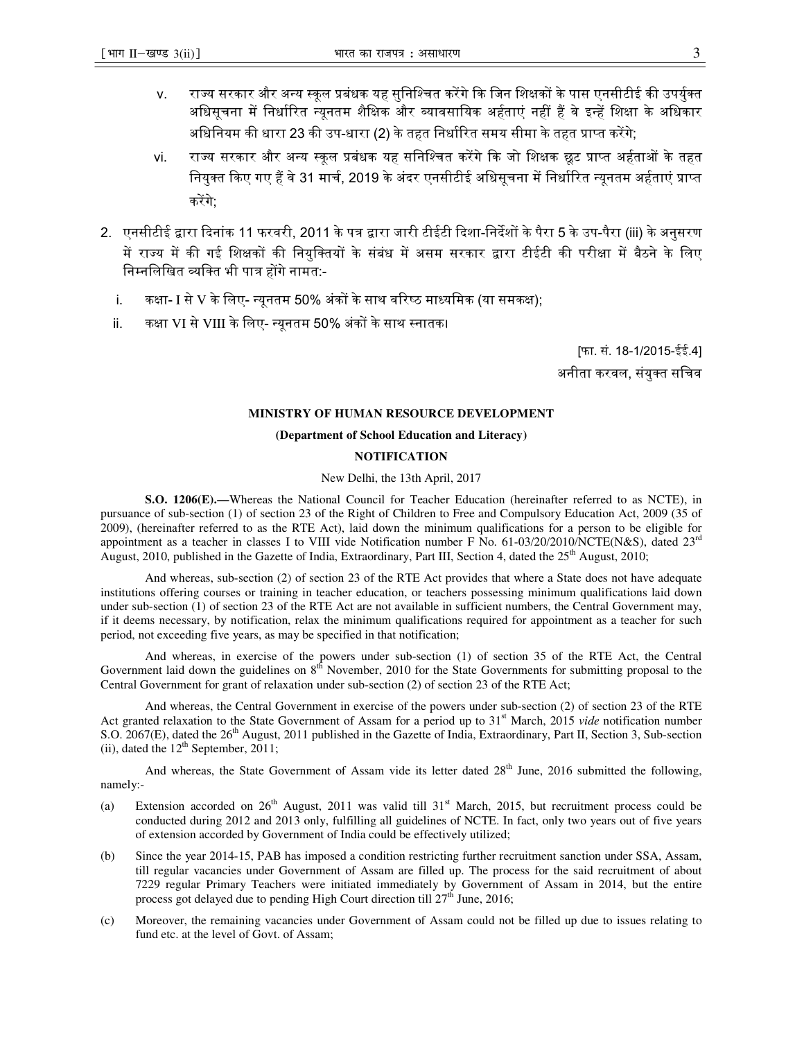v. राज्य सरकार और अन्य स्कूल प्रबंधक यह सुनिश्चित करेंगे कि जिन शिक्षकों के पास एनसीटीई की उपर्युक्त अधिसूचना में निर्धारित न्यूनतम शैक्षिक और व्यावसायिक अर्हताएं नहीं हैं वे इन्हें शिक्षा के अधिकार अधिनियम की धारा 23 की उप-धारा (2) के तहत निर्धारित समय सीमा के तहत प्राप्त करेंगे;

vi. राज्य सरकार और अन्य स्कूल प्रबंधक यह सनिश्चित करेंगे कि जो शिक्षक छूट प्राप्त अर्हताओं के तहत नियुक्त किए गए हैं वे 31 मार्च, 2019 के अंदर एनसीटीई अधिसूचना में निर्धारित न्यूनतम अर्हताएं प्राप्त करेंगे;

2. एनसीटीई द्वारा दिनांक 11 फरवरी, 2011 के पत्र द्वारा जारी टीईटी दिशा-निर्देशों के पैरा 5 के उप-पैरा (iii) के अनुसरण में राज्य में की गई शिक्षकों की नियुक्तियों के संबंध में असम सरकार द्वारा टीईटी की परीक्षा में बैठने के लिए निम्नलिखित व्यक्ति भी पात्र होंगे नामत:-

i. कक्षा- I से V के लिए- न्यूनतम 50% अंकों के साथ वरिष्ठ माध्यमिक (या समकक्ष);

ii. कक्षा VI से VIII के लिए- न्यूनतम 50% अंकों के साथ स्नातक।

[फा. सं. 18-1/2015-ईई.4]

अनीता करवल, संयुक्त सचिव

## MINISTRY OF HUMAN RESOURCE DEVELOPMENT

### (Department of School Education and Literacy)

### NOTIFICATION

New Delhi, the 13th April, 2017

**S.O. 1206(E).—**Whereas the National Council for Teacher Education (hereinafter referred to as NCTE), in pursuance of sub-section (1) of section 23 of the Right of Children to Free and Compulsory Education Act, 2009 (35 of 2009), (hereinafter referred to as the RTE Act), laid down the minimum qualifications for a person to be eligible for appointment as a teacher in classes I to VIII vide Notification number F No. 61-03/20/2010/NCTE(N&S), dated 23rd August, 2010, published in the Gazette of India, Extraordinary, Part III, Section 4, dated the 25th August, 2010;

And whereas, sub-section (2) of section 23 of the RTE Act provides that where a State does not have adequate institutions offering courses or training in teacher education, or teachers possessing minimum qualifications laid down under sub-section (1) of section 23 of the RTE Act are not available in sufficient numbers, the Central Government may, if it deems necessary, by notification, relax the minimum qualifications required for appointment as a teacher for such period, not exceeding five years, as may be specified in that notification;

And whereas, in exercise of the powers under sub-section (1) of section 35 of the RTE Act, the Central Government laid down the guidelines on 8th November, 2010 for the State Governments for submitting proposal to the Central Government for grant of relaxation under sub-section (2) of section 23 of the RTE Act;

And whereas, the Central Government in exercise of the powers under sub-section (2) of section 23 of the RTE Act granted relaxation to the State Government of Assam for a period up to 31st March, 2015 *vide* notification number S.O. 2067(E), dated the 26th August, 2011 published in the Gazette of India, Extraordinary, Part II, Section 3, Sub-section (ii), dated the 12th September, 2011;

And whereas, the State Government of Assam vide its letter dated 28th June, 2016 submitted the following, namely:-

(a) Extension accorded on 26th August, 2011 was valid till 31st March, 2015, but recruitment process could be conducted during 2012 and 2013 only, fulfilling all guidelines of NCTE. In fact, only two years out of five years of extension accorded by Government of India could be effectively utilized;

(b) Since the year 2014-15, PAB has imposed a condition restricting further recruitment sanction under SSA, Assam, till regular vacancies under Government of Assam are filled up. The process for the said recruitment of about 7229 regular Primary Teachers were initiated immediately by Government of Assam in 2014, but the entire process got delayed due to pending High Court direction till 27th June, 2016;

(c) Moreover, the remaining vacancies under Government of Assam could not be filled up due to issues relating to fund etc. at the level of Govt. of Assam;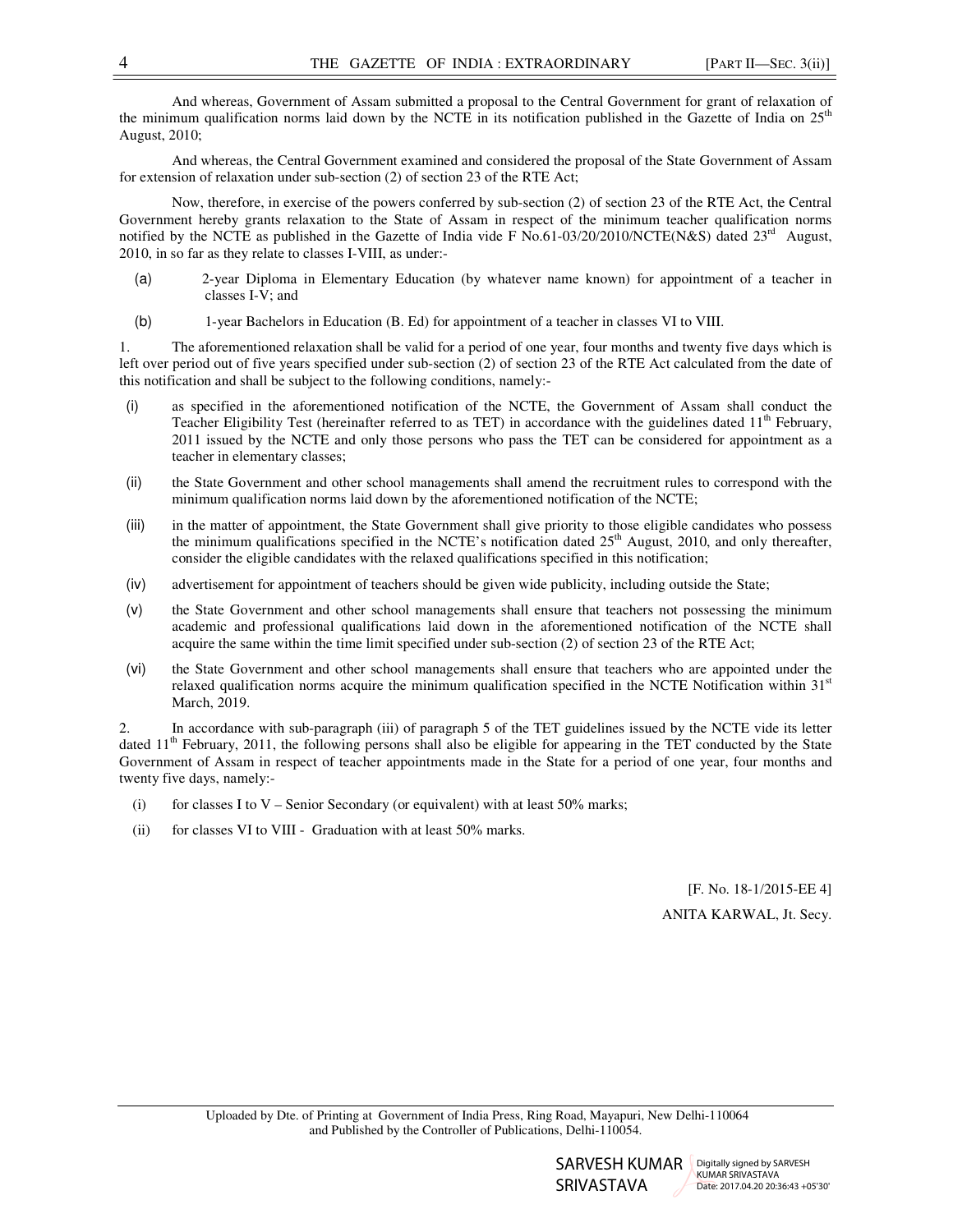And whereas, Government of Assam submitted a proposal to the Central Government for grant of relaxation of the minimum qualification norms laid down by the NCTE in its notification published in the Gazette of India on 25th August, 2010;

And whereas, the Central Government examined and considered the proposal of the State Government of Assam for extension of relaxation under sub-section (2) of section 23 of the RTE Act;

Now, therefore, in exercise of the powers conferred by sub-section (2) of section 23 of the RTE Act, the Central Government hereby grants relaxation to the State of Assam in respect of the minimum teacher qualification norms notified by the NCTE as published in the Gazette of India vide F No.61-03/20/2010/NCTE(N&S) dated 23rd August, 2010, in so far as they relate to classes I-VIII, as under:-

(a) 2-year Diploma in Elementary Education (by whatever name known) for appointment of a teacher in classes I-V; and

(b) 1-year Bachelors in Education (B. Ed) for appointment of a teacher in classes VI to VIII.

1. The aforementioned relaxation shall be valid for a period of one year, four months and twenty five days which is left over period out of five years specified under sub-section (2) of section 23 of the RTE Act calculated from the date of this notification and shall be subject to the following conditions, namely:-

(i) as specified in the aforementioned notification of the NCTE, the Government of Assam shall conduct the Teacher Eligibility Test (hereinafter referred to as TET) in accordance with the guidelines dated 11th February, 2011 issued by the NCTE and only those persons who pass the TET can be considered for appointment as a teacher in elementary classes;

(ii) the State Government and other school managements shall amend the recruitment rules to correspond with the minimum qualification norms laid down by the aforementioned notification of the NCTE;

(iii) in the matter of appointment, the State Government shall give priority to those eligible candidates who possess the minimum qualifications specified in the NCTE's notification dated 25th August, 2010, and only thereafter, consider the eligible candidates with the relaxed qualifications specified in this notification;

(iv) advertisement for appointment of teachers should be given wide publicity, including outside the State;

(v) the State Government and other school managements shall ensure that teachers not possessing the minimum academic and professional qualifications laid down in the aforementioned notification of the NCTE shall acquire the same within the time limit specified under sub-section (2) of section 23 of the RTE Act;

(vi) the State Government and other school managements shall ensure that teachers who are appointed under the relaxed qualification norms acquire the minimum qualification specified in the NCTE Notification within 31st March, 2019.

2. In accordance with sub-paragraph (iii) of paragraph 5 of the TET guidelines issued by the NCTE vide its letter dated 11th February, 2011, the following persons shall also be eligible for appearing in the TET conducted by the State Government of Assam in respect of teacher appointments made in the State for a period of one year, four months and twenty five days, namely:-

(i) for classes I to V – Senior Secondary (or equivalent) with at least 50% marks;

(ii) for classes VI to VIII - Graduation with at least 50% marks.

[F. No. 18-1/2015-EE 4]

ANITA KARWAL, Jt. Secy.

Uploaded by Dte. of Printing at Government of India Press, Ring Road, Mayapuri, New Delhi-110064 and Published by the Controller of Publications, Delhi-110054.

SARVESH KUMAR SRIVASTAVA

Digitally signed by SARVESH KUMAR SRIVASTAVA
Date: 2017.04.20 20:36:43 +05'30'